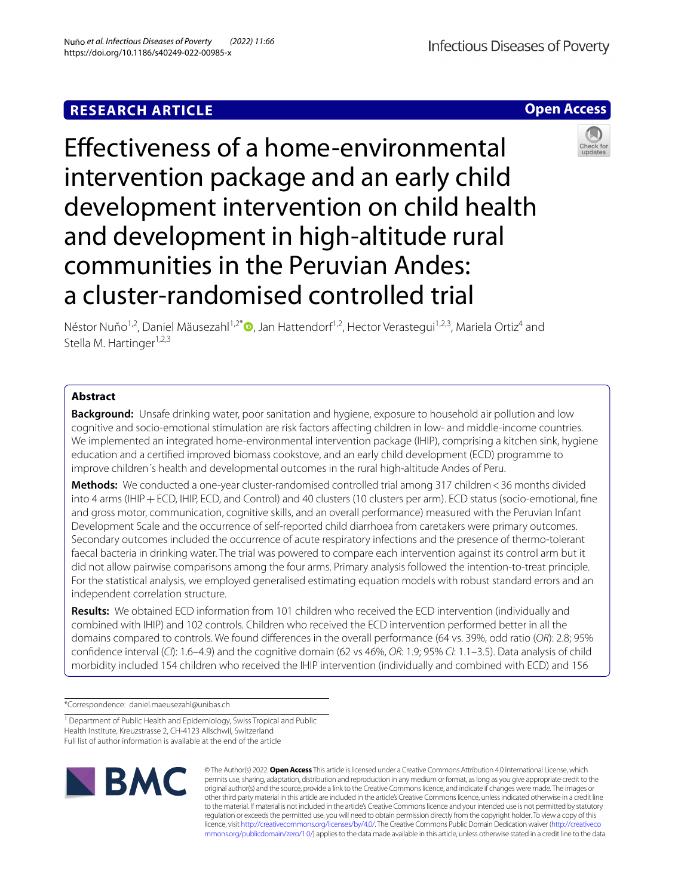**RESEARCH ARTICLE**

**Open Access**

# Effectiveness of a home-environmental intervention package and an early child development intervention on child health and development in high-altitude rural communities in the Peruvian Andes: a cluster-randomised controlled trial

Néstor Nuño[1,2], Daniel Mäusezahl[1,2*], Jan Hattendorf[1,2], Hector Verastegui[1,2,3], Mariela Ortiz[4] and Stella M. Hartinger[1,2,3]

## Abstract

**Background:** Unsafe drinking water, poor sanitation and hygiene, exposure to household air pollution and low cognitive and socio-emotional stimulation are risk factors affecting children in low- and middle-income countries. We implemented an integrated home-environmental intervention package (IHIP), comprising a kitchen sink, hygiene education and a certified improved biomass cookstove, and an early child development (ECD) programme to improve children´s health and developmental outcomes in the rural high-altitude Andes of Peru.

**Methods:** We conducted a one-year cluster-randomised controlled trial among 317 children < 36 months divided into 4 arms (IHIP + ECD, IHIP, ECD, and Control) and 40 clusters (10 clusters per arm). ECD status (socio-emotional, fine and gross motor, communication, cognitive skills, and an overall performance) measured with the Peruvian Infant Development Scale and the occurrence of self-reported child diarrhoea from caretakers were primary outcomes. Secondary outcomes included the occurrence of acute respiratory infections and the presence of thermo-tolerant faecal bacteria in drinking water. The trial was powered to compare each intervention against its control arm but it did not allow pairwise comparisons among the four arms. Primary analysis followed the intention-to-treat principle. For the statistical analysis, we employed generalised estimating equation models with robust standard errors and an independent correlation structure.

**Results:** We obtained ECD information from 101 children who received the ECD intervention (individually and combined with IHIP) and 102 controls. Children who received the ECD intervention performed better in all the domains compared to controls. We found differences in the overall performance (64 vs. 39%, odd ratio (*OR*): 2.8; 95% confidence interval (*CI*): 1.6–4.9) and the cognitive domain (62 vs 46%, *OR*: 1.9; 95% *CI*: 1.1–3.5). Data analysis of child morbidity included 154 children who received the IHIP intervention (individually and combined with ECD) and 156

*Correspondence: daniel.maeusezahl@unibas.ch

[1] Department of Public Health and Epidemiology, Swiss Tropical and Public Health Institute, Kreuzstrasse 2, CH-4123 Allschwil, Switzerland

Full list of author information is available at the end of the article

© The Author(s) 2022. **Open Access** This article is licensed under a Creative Commons Attribution 4.0 International License, which permits use, sharing, adaptation, distribution and reproduction in any medium or format, as long as you give appropriate credit to the original author(s) and the source, provide a link to the Creative Commons licence, and indicate if changes were made. The images or other third party material in this article are included in the article's Creative Commons licence, unless indicated otherwise in a credit line to the material. If material is not included in the article's Creative Commons licence and your intended use is not permitted by statutory regulation or exceeds the permitted use, you will need to obtain permission directly from the copyright holder. To view a copy of this licence, visit http://creativecommons.org/licenses/by/4.0/. The Creative Commons Public Domain Dedication waiver (http://creativecommons.org/publicdomain/zero/1.0/) applies to the data made available in this article, unless otherwise stated in a credit line to the data.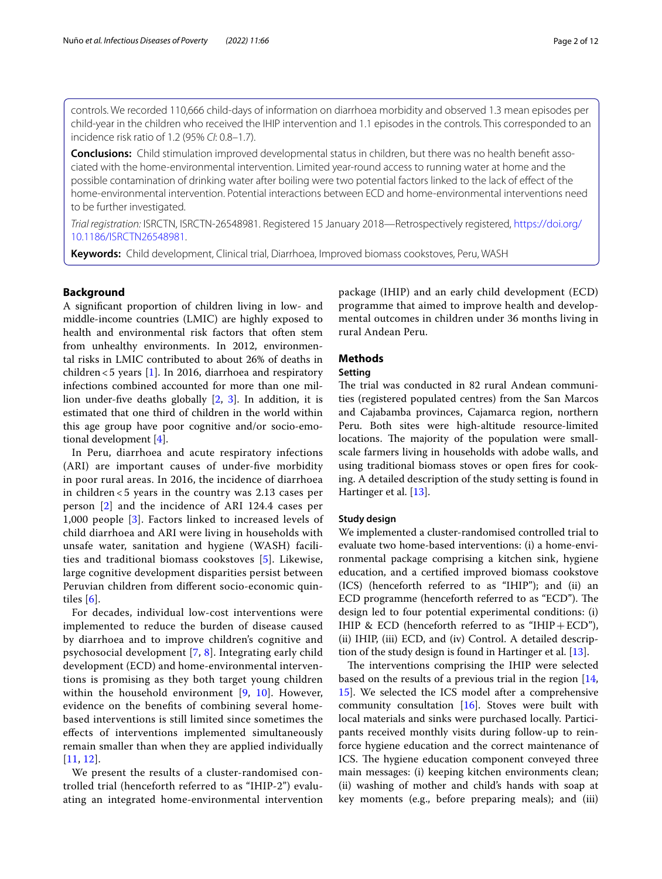controls. We recorded 110,666 child-days of information on diarrhoea morbidity and observed 1.3 mean episodes per child-year in the children who received the IHIP intervention and 1.1 episodes in the controls. This corresponded to an incidence risk ratio of 1.2 (95% *CI*: 0.8–1.7).

**Conclusions:** Child stimulation improved developmental status in children, but there was no health benefit associated with the home-environmental intervention. Limited year-round access to running water at home and the possible contamination of drinking water after boiling were two potential factors linked to the lack of effect of the home-environmental intervention. Potential interactions between ECD and home-environmental interventions need to be further investigated.

*Trial registration:* ISRCTN, ISRCTN-26548981. Registered 15 January 2018—Retrospectively registered, https://doi.org/10.1186/ISRCTN26548981.

**Keywords:** Child development, Clinical trial, Diarrhoea, Improved biomass cookstoves, Peru, WASH

## Background

A significant proportion of children living in low- and middle-income countries (LMIC) are highly exposed to health and environmental risk factors that often stem from unhealthy environments. In 2012, environmental risks in LMIC contributed to about 26% of deaths in children < 5 years [1]. In 2016, diarrhoea and respiratory infections combined accounted for more than one million under-five deaths globally [2, 3]. In addition, it is estimated that one third of children in the world within this age group have poor cognitive and/or socio-emotional development [4].

In Peru, diarrhoea and acute respiratory infections (ARI) are important causes of under-five morbidity in poor rural areas. In 2016, the incidence of diarrhoea in children < 5 years in the country was 2.13 cases per person [2] and the incidence of ARI 124.4 cases per 1,000 people [3]. Factors linked to increased levels of child diarrhoea and ARI were living in households with unsafe water, sanitation and hygiene (WASH) facilities and traditional biomass cookstoves [5]. Likewise, large cognitive development disparities persist between Peruvian children from different socio-economic quintiles [6].

For decades, individual low-cost interventions were implemented to reduce the burden of disease caused by diarrhoea and to improve children's cognitive and psychosocial development [7, 8]. Integrating early child development (ECD) and home-environmental interventions is promising as they both target young children within the household environment [9, 10]. However, evidence on the benefits of combining several home-based interventions is still limited since sometimes the effects of interventions implemented simultaneously remain smaller than when they are applied individually [11, 12].

We present the results of a cluster-randomised controlled trial (henceforth referred to as "IHIP-2") evaluating an integrated home-environmental intervention package (IHIP) and an early child development (ECD) programme that aimed to improve health and developmental outcomes in children under 36 months living in rural Andean Peru.

## Methods

### Setting

The trial was conducted in 82 rural Andean communities (registered populated centres) from the San Marcos and Cajabamba provinces, Cajamarca region, northern Peru. Both sites were high-altitude resource-limited locations. The majority of the population were small-scale farmers living in households with adobe walls, and using traditional biomass stoves or open fires for cooking. A detailed description of the study setting is found in Hartinger et al. [13].

### Study design

We implemented a cluster-randomised controlled trial to evaluate two home-based interventions: (i) a home-environmental package comprising a kitchen sink, hygiene education, and a certified improved biomass cookstove (ICS) (henceforth referred to as "IHIP"); and (ii) an ECD programme (henceforth referred to as "ECD"). The design led to four potential experimental conditions: (i) IHIP & ECD (henceforth referred to as "IHIP + ECD"), (ii) IHIP, (iii) ECD, and (iv) Control. A detailed description of the study design is found in Hartinger et al. [13].

The interventions comprising the IHIP were selected based on the results of a previous trial in the region [14, 15]. We selected the ICS model after a comprehensive community consultation [16]. Stoves were built with local materials and sinks were purchased locally. Participants received monthly visits during follow-up to reinforce hygiene education and the correct maintenance of ICS. The hygiene education component conveyed three main messages: (i) keeping kitchen environments clean; (ii) washing of mother and child's hands with soap at key moments (e.g., before preparing meals); and (iii)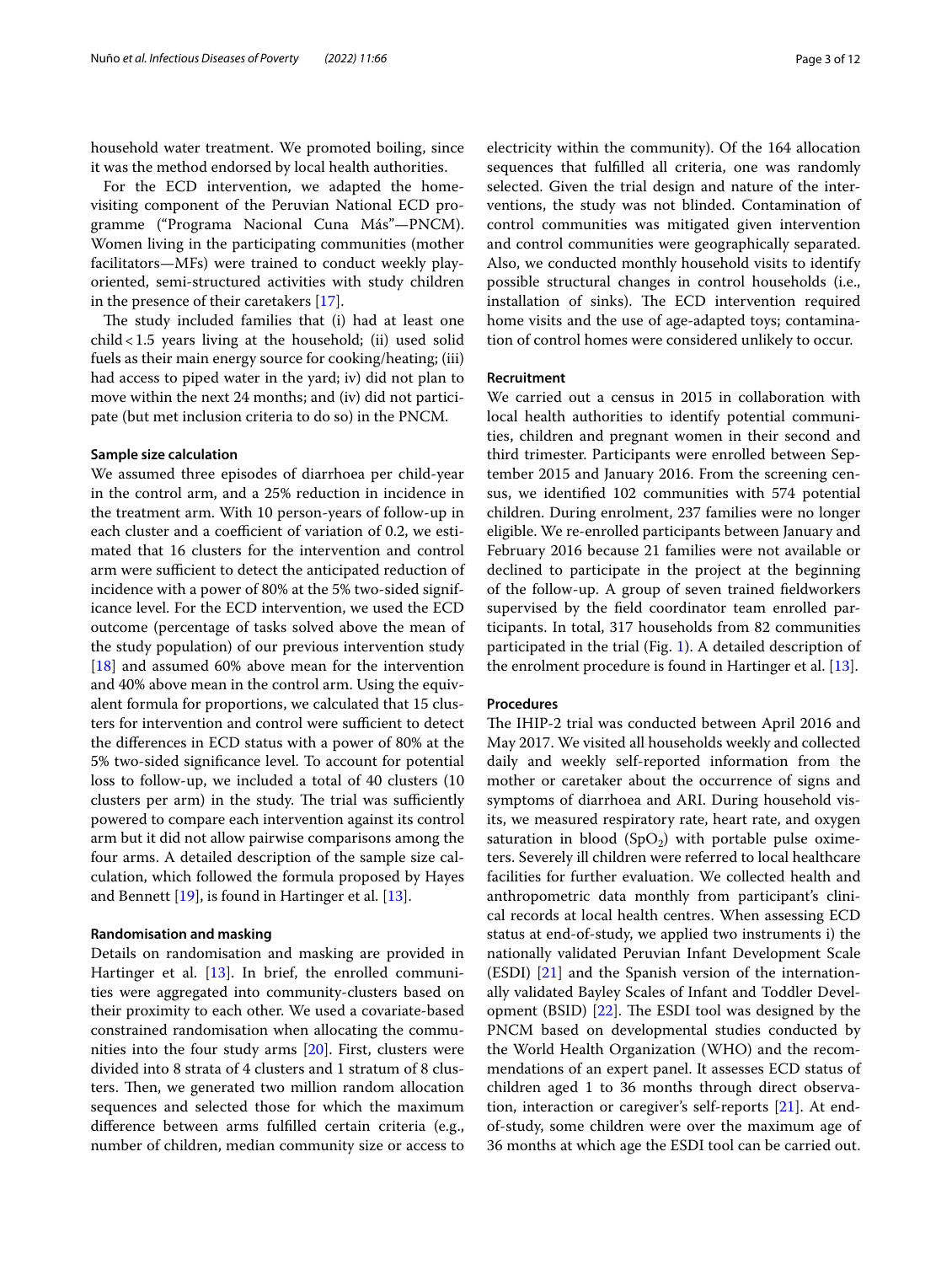household water treatment. We promoted boiling, since it was the method endorsed by local health authorities.

For the ECD intervention, we adapted the home-visiting component of the Peruvian National ECD programme ("Programa Nacional Cuna Más"—PNCM). Women living in the participating communities (mother facilitators—MFs) were trained to conduct weekly play-oriented, semi-structured activities with study children in the presence of their caretakers [17].

The study included families that (i) had at least one child < 1.5 years living at the household; (ii) used solid fuels as their main energy source for cooking/heating; (iii) had access to piped water in the yard; iv) did not plan to move within the next 24 months; and (iv) did not participate (but met inclusion criteria to do so) in the PNCM.

### Sample size calculation

We assumed three episodes of diarrhoea per child-year in the control arm, and a 25% reduction in incidence in the treatment arm. With 10 person-years of follow-up in each cluster and a coefficient of variation of 0.2, we estimated that 16 clusters for the intervention and control arm were sufficient to detect the anticipated reduction of incidence with a power of 80% at the 5% two-sided significance level. For the ECD intervention, we used the ECD outcome (percentage of tasks solved above the mean of the study population) of our previous intervention study [18] and assumed 60% above mean for the intervention and 40% above mean in the control arm. Using the equivalent formula for proportions, we calculated that 15 clusters for intervention and control were sufficient to detect the differences in ECD status with a power of 80% at the 5% two-sided significance level. To account for potential loss to follow-up, we included a total of 40 clusters (10 clusters per arm) in the study. The trial was sufficiently powered to compare each intervention against its control arm but it did not allow pairwise comparisons among the four arms. A detailed description of the sample size calculation, which followed the formula proposed by Hayes and Bennett [19], is found in Hartinger et al. [13].

### Randomisation and masking

Details on randomisation and masking are provided in Hartinger et al. [13]. In brief, the enrolled communities were aggregated into community-clusters based on their proximity to each other. We used a covariate-based constrained randomisation when allocating the communities into the four study arms [20]. First, clusters were divided into 8 strata of 4 clusters and 1 stratum of 8 clusters. Then, we generated two million random allocation sequences and selected those for which the maximum difference between arms fulfilled certain criteria (e.g., number of children, median community size or access to electricity within the community). Of the 164 allocation sequences that fulfilled all criteria, one was randomly selected. Given the trial design and nature of the interventions, the study was not blinded. Contamination of control communities was mitigated given intervention and control communities were geographically separated. Also, we conducted monthly household visits to identify possible structural changes in control households (i.e., installation of sinks). The ECD intervention required home visits and the use of age-adapted toys; contamination of control homes were considered unlikely to occur.

### Recruitment

We carried out a census in 2015 in collaboration with local health authorities to identify potential communities, children and pregnant women in their second and third trimester. Participants were enrolled between September 2015 and January 2016. From the screening census, we identified 102 communities with 574 potential children. During enrolment, 237 families were no longer eligible. We re-enrolled participants between January and February 2016 because 21 families were not available or declined to participate in the project at the beginning of the follow-up. A group of seven trained fieldworkers supervised by the field coordinator team enrolled participants. In total, 317 households from 82 communities participated in the trial (Fig. 1). A detailed description of the enrolment procedure is found in Hartinger et al. [13].

### Procedures

The IHIP-2 trial was conducted between April 2016 and May 2017. We visited all households weekly and collected daily and weekly self-reported information from the mother or caretaker about the occurrence of signs and symptoms of diarrhoea and ARI. During household visits, we measured respiratory rate, heart rate, and oxygen saturation in blood ($SpO_2$) with portable pulse oximeters. Severely ill children were referred to local healthcare facilities for further evaluation. We collected health and anthropometric data monthly from participant's clinical records at local health centres. When assessing ECD status at end-of-study, we applied two instruments i) the nationally validated Peruvian Infant Development Scale (ESDI) [21] and the Spanish version of the internationally validated Bayley Scales of Infant and Toddler Development (BSID) [22]. The ESDI tool was designed by the PNCM based on developmental studies conducted by the World Health Organization (WHO) and the recommendations of an expert panel. It assesses ECD status of children aged 1 to 36 months through direct observation, interaction or caregiver's self-reports [21]. At end-of-study, some children were over the maximum age of 36 months at which age the ESDI tool can be carried out.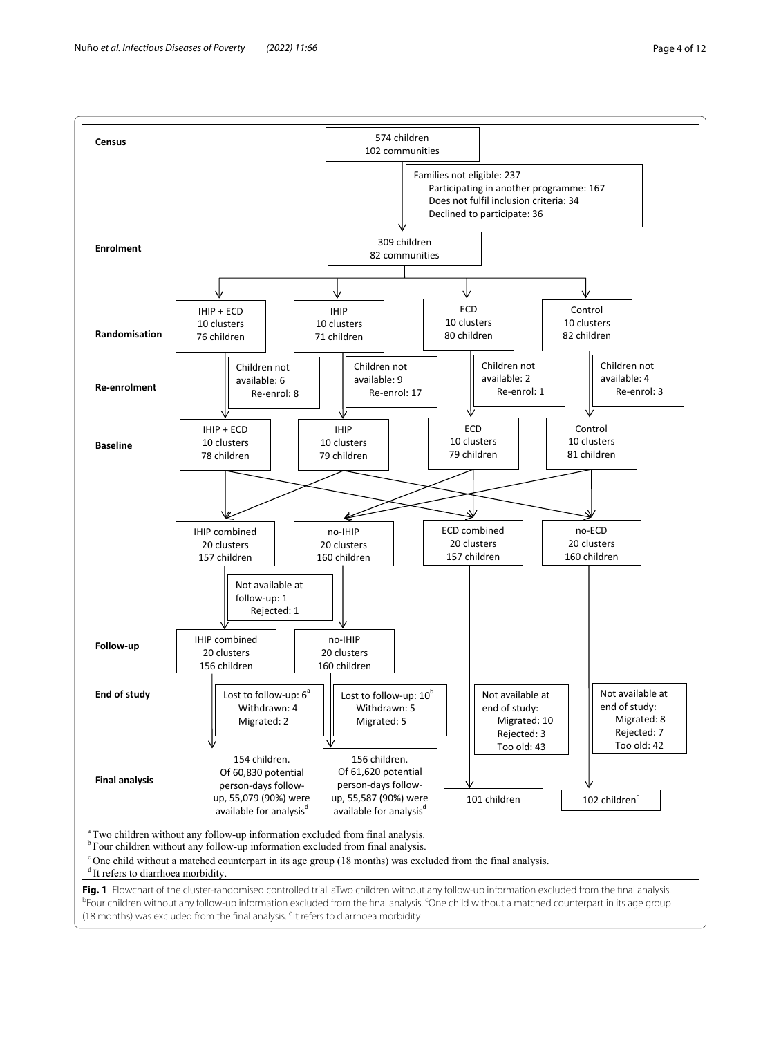**Census**

574 children
102 communities

Families not eligible: 237
- Participating in another programme: 167
- Does not fulfil inclusion criteria: 34
- Declined to participate: 36

**Enrolment**

309 children
82 communities

**Randomisation**

| IHIP + ECD | IHIP | ECD | Control |
|---|---|---|---|
| 10 clusters | 10 clusters | 10 clusters | 10 clusters |
| 76 children | 71 children | 80 children | 82 children |

**Re-enrolment**

| IHIP + ECD | IHIP | ECD | Control |
|---|---|---|---|
| Children not available: 6, Re-enrol: 8 | Children not available: 9, Re-enrol: 17 | Children not available: 2, Re-enrol: 1 | Children not available: 4, Re-enrol: 3 |

**Baseline**

| IHIP + ECD | IHIP | ECD | Control |
|---|---|---|---|
| 10 clusters | 10 clusters | 10 clusters | 10 clusters |
| 78 children | 79 children | 79 children | 81 children |

| IHIP combined | no-IHIP | ECD combined | no-ECD |
|---|---|---|---|
| 20 clusters | 20 clusters | 20 clusters | 20 clusters |
| 157 children | 160 children | 157 children | 160 children |

Not available at follow-up: 1
Rejected: 1

**Follow-up**

| IHIP combined | no-IHIP |
|---|---|
| 20 clusters | 20 clusters |
| 156 children | 160 children |

**End of study**

| IHIP combined | no-IHIP | ECD combined | no-ECD |
|---|---|---|---|
| Lost to follow-up: 6[a] (Withdrawn: 4, Migrated: 2) | Lost to follow-up: 10[b] (Withdrawn: 5, Migrated: 5) | Not available at end of study: Migrated: 10, Rejected: 3, Too old: 43 | Not available at end of study: Migrated: 8, Rejected: 7, Too old: 42 |

**Final analysis**

| IHIP combined | no-IHIP | ECD combined | no-ECD |
|---|---|---|---|
| 154 children. Of 60,830 potential person-days follow-up, 55,079 (90%) were available for analysis[d] | 156 children. Of 61,620 potential person-days follow-up, 55,587 (90%) were available for analysis[d] | 101 children | 102 children[c] |

[a] Two children without any follow-up information excluded from final analysis.
[b] Four children without any follow-up information excluded from final analysis.
[c] One child without a matched counterpart in its age group (18 months) was excluded from the final analysis.
[d] It refers to diarrhoea morbidity.

**Fig. 1** Flowchart of the cluster-randomised controlled trial. aTwo children without any follow-up information excluded from the final analysis. [b]Four children without any follow-up information excluded from the final analysis. [c]One child without a matched counterpart in its age group (18 months) was excluded from the final analysis. [d]It refers to diarrhoea morbidity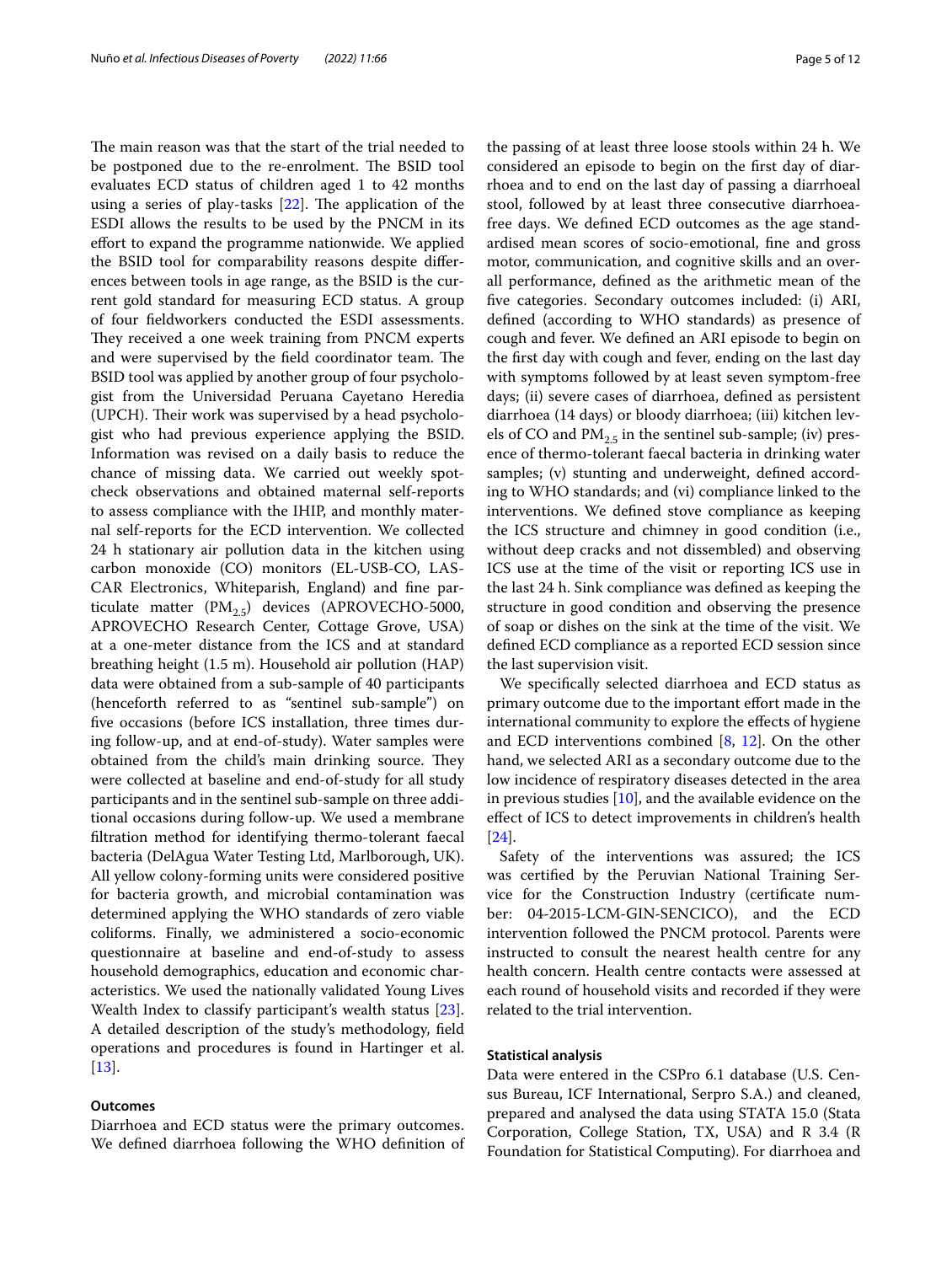The main reason was that the start of the trial needed to be postponed due to the re-enrolment. The BSID tool evaluates ECD status of children aged 1 to 42 months using a series of play-tasks [22]. The application of the ESDI allows the results to be used by the PNCM in its effort to expand the programme nationwide. We applied the BSID tool for comparability reasons despite differences between tools in age range, as the BSID is the current gold standard for measuring ECD status. A group of four fieldworkers conducted the ESDI assessments. They received a one week training from PNCM experts and were supervised by the field coordinator team. The BSID tool was applied by another group of four psychologist from the Universidad Peruana Cayetano Heredia (UPCH). Their work was supervised by a head psychologist who had previous experience applying the BSID. Information was revised on a daily basis to reduce the chance of missing data. We carried out weekly spot-check observations and obtained maternal self-reports to assess compliance with the IHIP, and monthly maternal self-reports for the ECD intervention. We collected 24 h stationary air pollution data in the kitchen using carbon monoxide (CO) monitors (EL-USB-CO, LASCAR Electronics, Whiteparish, England) and fine particulate matter ($PM_{2.5}$) devices (APROVECHO-5000, APROVECHO Research Center, Cottage Grove, USA) at a one-meter distance from the ICS and at standard breathing height (1.5 m). Household air pollution (HAP) data were obtained from a sub-sample of 40 participants (henceforth referred to as "sentinel sub-sample") on five occasions (before ICS installation, three times during follow-up, and at end-of-study). Water samples were obtained from the child's main drinking source. They were collected at baseline and end-of-study for all study participants and in the sentinel sub-sample on three additional occasions during follow-up. We used a membrane filtration method for identifying thermo-tolerant faecal bacteria (DelAgua Water Testing Ltd, Marlborough, UK). All yellow colony-forming units were considered positive for bacteria growth, and microbial contamination was determined applying the WHO standards of zero viable coliforms. Finally, we administered a socio-economic questionnaire at baseline and end-of-study to assess household demographics, education and economic characteristics. We used the nationally validated Young Lives Wealth Index to classify participant's wealth status [23]. A detailed description of the study's methodology, field operations and procedures is found in Hartinger et al. [13].

### Outcomes

Diarrhoea and ECD status were the primary outcomes. We defined diarrhoea following the WHO definition of the passing of at least three loose stools within 24 h. We considered an episode to begin on the first day of diarrhoea and to end on the last day of passing a diarrhoeal stool, followed by at least three consecutive diarrhoea-free days. We defined ECD outcomes as the age standardised mean scores of socio-emotional, fine and gross motor, communication, and cognitive skills and an overall performance, defined as the arithmetic mean of the five categories. Secondary outcomes included: (i) ARI, defined (according to WHO standards) as presence of cough and fever. We defined an ARI episode to begin on the first day with cough and fever, ending on the last day with symptoms followed by at least seven symptom-free days; (ii) severe cases of diarrhoea, defined as persistent diarrhoea (14 days) or bloody diarrhoea; (iii) kitchen levels of CO and $PM_{2.5}$ in the sentinel sub-sample; (iv) presence of thermo-tolerant faecal bacteria in drinking water samples; (v) stunting and underweight, defined according to WHO standards; and (vi) compliance linked to the interventions. We defined stove compliance as keeping the ICS structure and chimney in good condition (i.e., without deep cracks and not dissembled) and observing ICS use at the time of the visit or reporting ICS use in the last 24 h. Sink compliance was defined as keeping the structure in good condition and observing the presence of soap or dishes on the sink at the time of the visit. We defined ECD compliance as a reported ECD session since the last supervision visit.

We specifically selected diarrhoea and ECD status as primary outcome due to the important effort made in the international community to explore the effects of hygiene and ECD interventions combined [8, 12]. On the other hand, we selected ARI as a secondary outcome due to the low incidence of respiratory diseases detected in the area in previous studies [10], and the available evidence on the effect of ICS to detect improvements in children's health [24].

Safety of the interventions was assured; the ICS was certified by the Peruvian National Training Service for the Construction Industry (certificate number: 04-2015-LCM-GIN-SENCICO), and the ECD intervention followed the PNCM protocol. Parents were instructed to consult the nearest health centre for any health concern. Health centre contacts were assessed at each round of household visits and recorded if they were related to the trial intervention.

### Statistical analysis

Data were entered in the CSPro 6.1 database (U.S. Census Bureau, ICF International, Serpro S.A.) and cleaned, prepared and analysed the data using STATA 15.0 (Stata Corporation, College Station, TX, USA) and R 3.4 (R Foundation for Statistical Computing). For diarrhoea and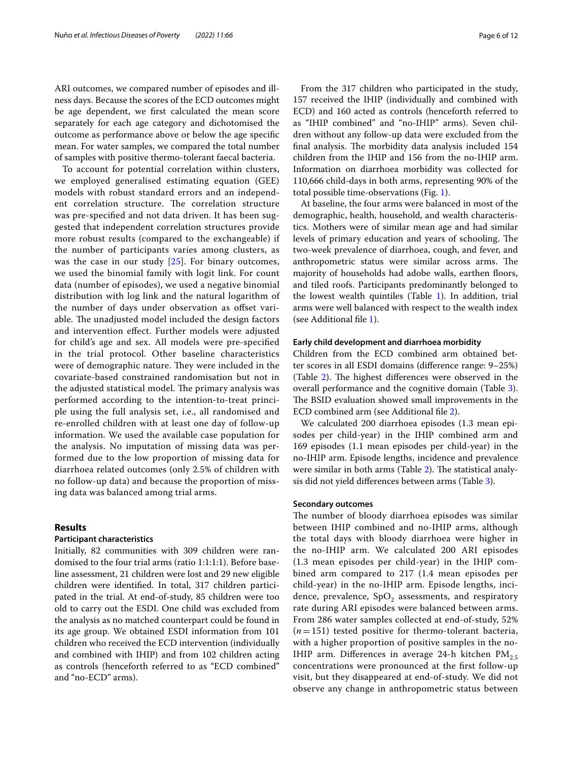ARI outcomes, we compared number of episodes and illness days. Because the scores of the ECD outcomes might be age dependent, we first calculated the mean score separately for each age category and dichotomised the outcome as performance above or below the age specific mean. For water samples, we compared the total number of samples with positive thermo-tolerant faecal bacteria.

To account for potential correlation within clusters, we employed generalised estimating equation (GEE) models with robust standard errors and an independent correlation structure. The correlation structure was pre-specified and not data driven. It has been suggested that independent correlation structures provide more robust results (compared to the exchangeable) if the number of participants varies among clusters, as was the case in our study [25]. For binary outcomes, we used the binomial family with logit link. For count data (number of episodes), we used a negative binomial distribution with log link and the natural logarithm of the number of days under observation as offset variable. The unadjusted model included the design factors and intervention effect. Further models were adjusted for child's age and sex. All models were pre-specified in the trial protocol. Other baseline characteristics were of demographic nature. They were included in the covariate-based constrained randomisation but not in the adjusted statistical model. The primary analysis was performed according to the intention-to-treat principle using the full analysis set, i.e., all randomised and re-enrolled children with at least one day of follow-up information. We used the available case population for the analysis. No imputation of missing data was performed due to the low proportion of missing data for diarrhoea related outcomes (only 2.5% of children with no follow-up data) and because the proportion of missing data was balanced among trial arms.

## Results

### Participant characteristics

Initially, 82 communities with 309 children were randomised to the four trial arms (ratio 1:1:1:1). Before baseline assessment, 21 children were lost and 29 new eligible children were identified. In total, 317 children participated in the trial. At end-of-study, 85 children were too old to carry out the ESDI. One child was excluded from the analysis as no matched counterpart could be found in its age group. We obtained ESDI information from 101 children who received the ECD intervention (individually and combined with IHIP) and from 102 children acting as controls (henceforth referred to as "ECD combined" and "no-ECD" arms).

From the 317 children who participated in the study, 157 received the IHIP (individually and combined with ECD) and 160 acted as controls (henceforth referred to as "IHIP combined" and "no-IHIP" arms). Seven children without any follow-up data were excluded from the final analysis. The morbidity data analysis included 154 children from the IHIP and 156 from the no-IHIP arm. Information on diarrhoea morbidity was collected for 110,666 child-days in both arms, representing 90% of the total possible time-observations (Fig. 1).

At baseline, the four arms were balanced in most of the demographic, health, household, and wealth characteristics. Mothers were of similar mean age and had similar levels of primary education and years of schooling. The two-week prevalence of diarrhoea, cough, and fever, and anthropometric status were similar across arms. The majority of households had adobe walls, earthen floors, and tiled roofs. Participants predominantly belonged to the lowest wealth quintiles (Table 1). In addition, trial arms were well balanced with respect to the wealth index (see Additional file 1).

### Early child development and diarrhoea morbidity

Children from the ECD combined arm obtained better scores in all ESDI domains (difference range: 9–25%) (Table 2). The highest differences were observed in the overall performance and the cognitive domain (Table 3). The BSID evaluation showed small improvements in the ECD combined arm (see Additional file 2).

We calculated 200 diarrhoea episodes (1.3 mean episodes per child-year) in the IHIP combined arm and 169 episodes (1.1 mean episodes per child-year) in the no-IHIP arm. Episode lengths, incidence and prevalence were similar in both arms (Table 2). The statistical analysis did not yield differences between arms (Table 3).

### Secondary outcomes

The number of bloody diarrhoea episodes was similar between IHIP combined and no-IHIP arms, although the total days with bloody diarrhoea were higher in the no-IHIP arm. We calculated 200 ARI episodes (1.3 mean episodes per child-year) in the IHIP combined arm compared to 217 (1.4 mean episodes per child-year) in the no-IHIP arm. Episode lengths, incidence, prevalence, $SpO_2$ assessments, and respiratory rate during ARI episodes were balanced between arms. From 286 water samples collected at end-of-study, 52% ($n=151$) tested positive for thermo-tolerant bacteria, with a higher proportion of positive samples in the no-IHIP arm. Differences in average 24-h kitchen $PM_{2.5}$ concentrations were pronounced at the first follow-up visit, but they disappeared at end-of-study. We did not observe any change in anthropometric status between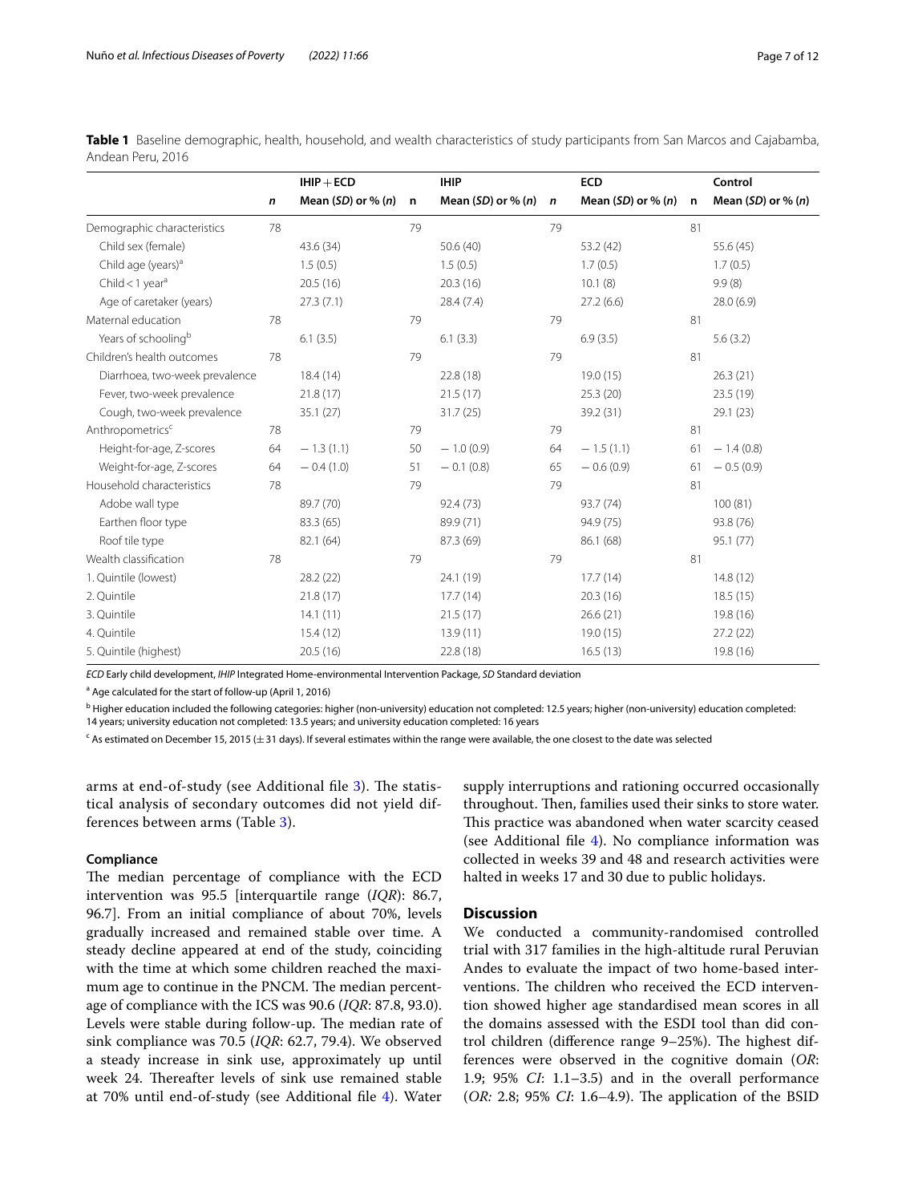**Table 1** Baseline demographic, health, household, and wealth characteristics of study participants from San Marcos and Cajabamba, Andean Peru, 2016

| | IHIP + ECD | | IHIP | | ECD | | Control | |
|---|---|---|---|---|---|---|---|---|
| | *n* | Mean (*SD*) or % (*n*) | n | Mean (*SD*) or % (*n*) | *n* | Mean (*SD*) or % (*n*) | n | Mean (*SD*) or % (*n*) |
| Demographic characteristics | 78 | | 79 | | 79 | | 81 | |
| Child sex (female) | | 43.6 (34) | | 50.6 (40) | | 53.2 (42) | | 55.6 (45) |
| Child age (years)[a] | | 1.5 (0.5) | | 1.5 (0.5) | | 1.7 (0.5) | | 1.7 (0.5) |
| Child < 1 year[a] | | 20.5 (16) | | 20.3 (16) | | 10.1 (8) | | 9.9 (8) |
| Age of caretaker (years) | | 27.3 (7.1) | | 28.4 (7.4) | | 27.2 (6.6) | | 28.0 (6.9) |
| Maternal education | 78 | | 79 | | 79 | | 81 | |
| Years of schooling[b] | | 6.1 (3.5) | | 6.1 (3.3) | | 6.9 (3.5) | | 5.6 (3.2) |
| Children's health outcomes | 78 | | 79 | | 79 | | 81 | |
| Diarrhoea, two-week prevalence | | 18.4 (14) | | 22.8 (18) | | 19.0 (15) | | 26.3 (21) |
| Fever, two-week prevalence | | 21.8 (17) | | 21.5 (17) | | 25.3 (20) | | 23.5 (19) |
| Cough, two-week prevalence | | 35.1 (27) | | 31.7 (25) | | 39.2 (31) | | 29.1 (23) |
| Anthropometrics[c] | 78 | | 79 | | 79 | | 81 | |
| Height-for-age, Z-scores | 64 | − 1.3 (1.1) | 50 | − 1.0 (0.9) | 64 | − 1.5 (1.1) | 61 | − 1.4 (0.8) |
| Weight-for-age, Z-scores | 64 | − 0.4 (1.0) | 51 | − 0.1 (0.8) | 65 | − 0.6 (0.9) | 61 | − 0.5 (0.9) |
| Household characteristics | 78 | | 79 | | 79 | | 81 | |
| Adobe wall type | | 89.7 (70) | | 92.4 (73) | | 93.7 (74) | | 100 (81) |
| Earthen floor type | | 83.3 (65) | | 89.9 (71) | | 94.9 (75) | | 93.8 (76) |
| Roof tile type | | 82.1 (64) | | 87.3 (69) | | 86.1 (68) | | 95.1 (77) |
| Wealth classification | 78 | | 79 | | 79 | | 81 | |
| 1. Quintile (lowest) | | 28.2 (22) | | 24.1 (19) | | 17.7 (14) | | 14.8 (12) |
| 2. Quintile | | 21.8 (17) | | 17.7 (14) | | 20.3 (16) | | 18.5 (15) |
| 3. Quintile | | 14.1 (11) | | 21.5 (17) | | 26.6 (21) | | 19.8 (16) |
| 4. Quintile | | 15.4 (12) | | 13.9 (11) | | 19.0 (15) | | 27.2 (22) |
| 5. Quintile (highest) | | 20.5 (16) | | 22.8 (18) | | 16.5 (13) | | 19.8 (16) |

*ECD* Early child development, *IHIP* Integrated Home-environmental Intervention Package, *SD* Standard deviation

[a] Age calculated for the start of follow-up (April 1, 2016)

[b] Higher education included the following categories: higher (non-university) education not completed: 12.5 years; higher (non-university) education completed: 14 years; university education not completed: 13.5 years; and university education completed: 16 years

[c] As estimated on December 15, 2015 (± 31 days). If several estimates within the range were available, the one closest to the date was selected

arms at end-of-study (see Additional file 3). The statistical analysis of secondary outcomes did not yield differences between arms (Table 3).

### Compliance

The median percentage of compliance with the ECD intervention was 95.5 [interquartile range (*IQR*): 86.7, 96.7]. From an initial compliance of about 70%, levels gradually increased and remained stable over time. A steady decline appeared at end of the study, coinciding with the time at which some children reached the maximum age to continue in the PNCM. The median percentage of compliance with the ICS was 90.6 (*IQR*: 87.8, 93.0). Levels were stable during follow-up. The median rate of sink compliance was 70.5 (*IQR*: 62.7, 79.4). We observed a steady increase in sink use, approximately up until week 24. Thereafter levels of sink use remained stable at 70% until end-of-study (see Additional file 4). Water supply interruptions and rationing occurred occasionally throughout. Then, families used their sinks to store water. This practice was abandoned when water scarcity ceased (see Additional file 4). No compliance information was collected in weeks 39 and 48 and research activities were halted in weeks 17 and 30 due to public holidays.

## Discussion

We conducted a community-randomised controlled trial with 317 families in the high-altitude rural Peruvian Andes to evaluate the impact of two home-based interventions. The children who received the ECD intervention showed higher age standardised mean scores in all the domains assessed with the ESDI tool than did control children (difference range 9–25%). The highest differences were observed in the cognitive domain (*OR*: 1.9; 95% *CI*: 1.1–3.5) and in the overall performance (*OR:* 2.8; 95% *CI*: 1.6–4.9). The application of the BSID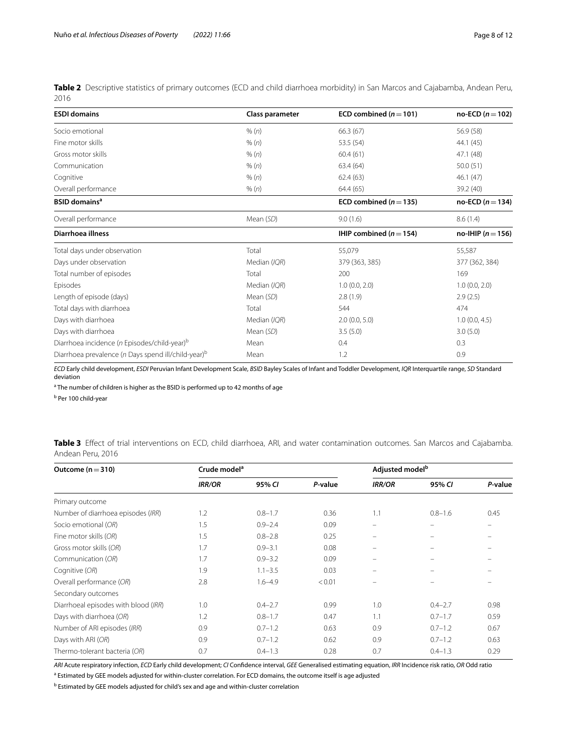**Table 2** Descriptive statistics of primary outcomes (ECD and child diarrhoea morbidity) in San Marcos and Cajabamba, Andean Peru, 2016

| ESDI domains | Class parameter | ECD combined ($n=101$) | no-ECD ($n=102$) |
|---|---|---|---|
| Socio emotional | % (*n*) | 66.3 (67) | 56.9 (58) |
| Fine motor skills | % (*n*) | 53.5 (54) | 44.1 (45) |
| Gross motor skills | % (*n*) | 60.4 (61) | 47.1 (48) |
| Communication | % (*n*) | 63.4 (64) | 50.0 (51) |
| Cognitive | % (*n*) | 62.4 (63) | 46.1 (47) |
| Overall performance | % (*n*) | 64.4 (65) | 39.2 (40) |
| **BSID domains[a]** | | **ECD combined ($n=135$)** | **no-ECD ($n=134$)** |
| Overall performance | Mean (*SD*) | 9.0 (1.6) | 8.6 (1.4) |
| **Diarrhoea illness** | | **IHIP combined ($n=154$)** | **no-IHIP ($n=156$)** |
| Total days under observation | Total | 55,079 | 55,587 |
| Days under observation | Median (*IQR*) | 379 (363, 385) | 377 (362, 384) |
| Total number of episodes | Total | 200 | 169 |
| Episodes | Median (*IQR*) | 1.0 (0.0, 2.0) | 1.0 (0.0, 2.0) |
| Length of episode (days) | Mean (*SD*) | 2.8 (1.9) | 2.9 (2.5) |
| Total days with diarrhoea | Total | 544 | 474 |
| Days with diarrhoea | Median (*IQR*) | 2.0 (0.0, 5.0) | 1.0 (0.0, 4.5) |
| Days with diarrhoea | Mean (*SD*) | 3.5 (5.0) | 3.0 (5.0) |
| Diarrhoea incidence (*n* Episodes/child-year)[b] | Mean | 0.4 | 0.3 |
| Diarrhoea prevalence (*n* Days spend ill/child-year)[b] | Mean | 1.2 | 0.9 |

*ECD* Early child development, *ESDI* Peruvian Infant Development Scale, *BSID* Bayley Scales of Infant and Toddler Development, *IQR* Interquartile range, *SD* Standard deviation

[a] The number of children is higher as the BSID is performed up to 42 months of age

[b] Per 100 child-year

**Table 3** Effect of trial interventions on ECD, child diarrhoea, ARI, and water contamination outcomes. San Marcos and Cajabamba. Andean Peru, 2016

| Outcome (n = 310) | Crude model[a] | | | Adjusted model[b] | | |
|---|---|---|---|---|---|---|
| | *IRR/OR* | 95% *CI* | *P*-value | *IRR/OR* | 95% *CI* | *P*-value |
| Primary outcome | | | | | | |
| Number of diarrhoea episodes (*IRR*) | 1.2 | 0.8–1.7 | 0.36 | 1.1 | 0.8–1.6 | 0.45 |
| Socio emotional (*OR*) | 1.5 | 0.9–2.4 | 0.09 | – | – | – |
| Fine motor skills (*OR*) | 1.5 | 0.8–2.8 | 0.25 | – | – | – |
| Gross motor skills (*OR*) | 1.7 | 0.9–3.1 | 0.08 | – | – | – |
| Communication (*OR*) | 1.7 | 0.9–3.2 | 0.09 | – | – | – |
| Cognitive (*OR*) | 1.9 | 1.1–3.5 | 0.03 | – | – | – |
| Overall performance (*OR*) | 2.8 | 1.6–4.9 | < 0.01 | – | – | – |
| Secondary outcomes | | | | | | |
| Diarrhoeal episodes with blood (*IRR*) | 1.0 | 0.4–2.7 | 0.99 | 1.0 | 0.4–2.7 | 0.98 |
| Days with diarrhoea (*OR*) | 1.2 | 0.8–1.7 | 0.47 | 1.1 | 0.7–1.7 | 0.59 |
| Number of ARI episodes (*IRR*) | 0.9 | 0.7–1.2 | 0.63 | 0.9 | 0.7–1.2 | 0.67 |
| Days with ARI (*OR*) | 0.9 | 0.7–1.2 | 0.62 | 0.9 | 0.7–1.2 | 0.63 |
| Thermo-tolerant bacteria (*OR*) | 0.7 | 0.4–1.3 | 0.28 | 0.7 | 0.4–1.3 | 0.29 |

*ARI* Acute respiratory infection, *ECD* Early child development; *CI* Confidence interval, *GEE* Generalised estimating equation, *IRR* Incidence risk ratio, *OR* Odd ratio

[a] Estimated by GEE models adjusted for within-cluster correlation. For ECD domains, the outcome itself is age adjusted

[b] Estimated by GEE models adjusted for child's sex and age and within-cluster correlation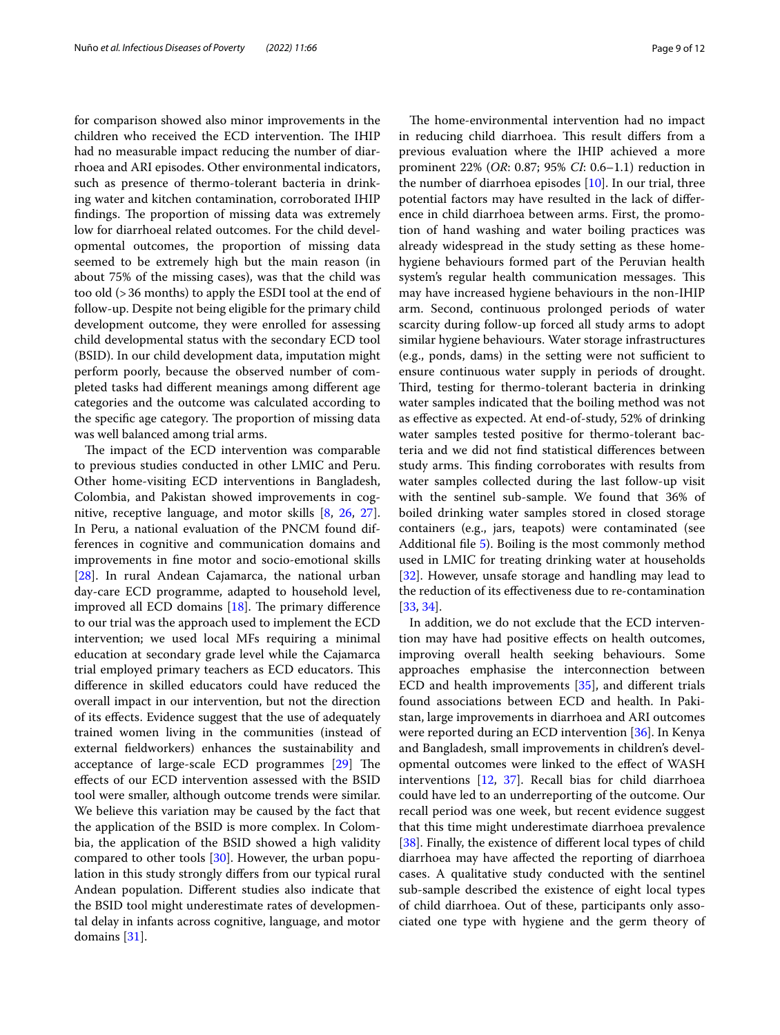for comparison showed also minor improvements in the children who received the ECD intervention. The IHIP had no measurable impact reducing the number of diarrhoea and ARI episodes. Other environmental indicators, such as presence of thermo-tolerant bacteria in drinking water and kitchen contamination, corroborated IHIP findings. The proportion of missing data was extremely low for diarrhoeal related outcomes. For the child developmental outcomes, the proportion of missing data seemed to be extremely high but the main reason (in about 75% of the missing cases), was that the child was too old (> 36 months) to apply the ESDI tool at the end of follow-up. Despite not being eligible for the primary child development outcome, they were enrolled for assessing child developmental status with the secondary ECD tool (BSID). In our child development data, imputation might perform poorly, because the observed number of completed tasks had different meanings among different age categories and the outcome was calculated according to the specific age category. The proportion of missing data was well balanced among trial arms.

The impact of the ECD intervention was comparable to previous studies conducted in other LMIC and Peru. Other home-visiting ECD interventions in Bangladesh, Colombia, and Pakistan showed improvements in cognitive, receptive language, and motor skills [8, 26, 27]. In Peru, a national evaluation of the PNCM found differences in cognitive and communication domains and improvements in fine motor and socio-emotional skills [28]. In rural Andean Cajamarca, the national urban day-care ECD programme, adapted to household level, improved all ECD domains [18]. The primary difference to our trial was the approach used to implement the ECD intervention; we used local MFs requiring a minimal education at secondary grade level while the Cajamarca trial employed primary teachers as ECD educators. This difference in skilled educators could have reduced the overall impact in our intervention, but not the direction of its effects. Evidence suggest that the use of adequately trained women living in the communities (instead of external fieldworkers) enhances the sustainability and acceptance of large-scale ECD programmes [29] The effects of our ECD intervention assessed with the BSID tool were smaller, although outcome trends were similar. We believe this variation may be caused by the fact that the application of the BSID is more complex. In Colombia, the application of the BSID showed a high validity compared to other tools [30]. However, the urban population in this study strongly differs from our typical rural Andean population. Different studies also indicate that the BSID tool might underestimate rates of developmental delay in infants across cognitive, language, and motor domains [31].

The home-environmental intervention had no impact in reducing child diarrhoea. This result differs from a previous evaluation where the IHIP achieved a more prominent 22% (*OR*: 0.87; 95% *CI*: 0.6–1.1) reduction in the number of diarrhoea episodes [10]. In our trial, three potential factors may have resulted in the lack of difference in child diarrhoea between arms. First, the promotion of hand washing and water boiling practices was already widespread in the study setting as these home-hygiene behaviours formed part of the Peruvian health system's regular health communication messages. This may have increased hygiene behaviours in the non-IHIP arm. Second, continuous prolonged periods of water scarcity during follow-up forced all study arms to adopt similar hygiene behaviours. Water storage infrastructures (e.g., ponds, dams) in the setting were not sufficient to ensure continuous water supply in periods of drought. Third, testing for thermo-tolerant bacteria in drinking water samples indicated that the boiling method was not as effective as expected. At end-of-study, 52% of drinking water samples tested positive for thermo-tolerant bacteria and we did not find statistical differences between study arms. This finding corroborates with results from water samples collected during the last follow-up visit with the sentinel sub-sample. We found that 36% of boiled drinking water samples stored in closed storage containers (e.g., jars, teapots) were contaminated (see Additional file 5). Boiling is the most commonly method used in LMIC for treating drinking water at households [32]. However, unsafe storage and handling may lead to the reduction of its effectiveness due to re-contamination [33, 34].

In addition, we do not exclude that the ECD intervention may have had positive effects on health outcomes, improving overall health seeking behaviours. Some approaches emphasise the interconnection between ECD and health improvements [35], and different trials found associations between ECD and health. In Pakistan, large improvements in diarrhoea and ARI outcomes were reported during an ECD intervention [36]. In Kenya and Bangladesh, small improvements in children's developmental outcomes were linked to the effect of WASH interventions [12, 37]. Recall bias for child diarrhoea could have led to an underreporting of the outcome. Our recall period was one week, but recent evidence suggest that this time might underestimate diarrhoea prevalence [38]. Finally, the existence of different local types of child diarrhoea may have affected the reporting of diarrhoea cases. A qualitative study conducted with the sentinel sub-sample described the existence of eight local types of child diarrhoea. Out of these, participants only associated one type with hygiene and the germ theory of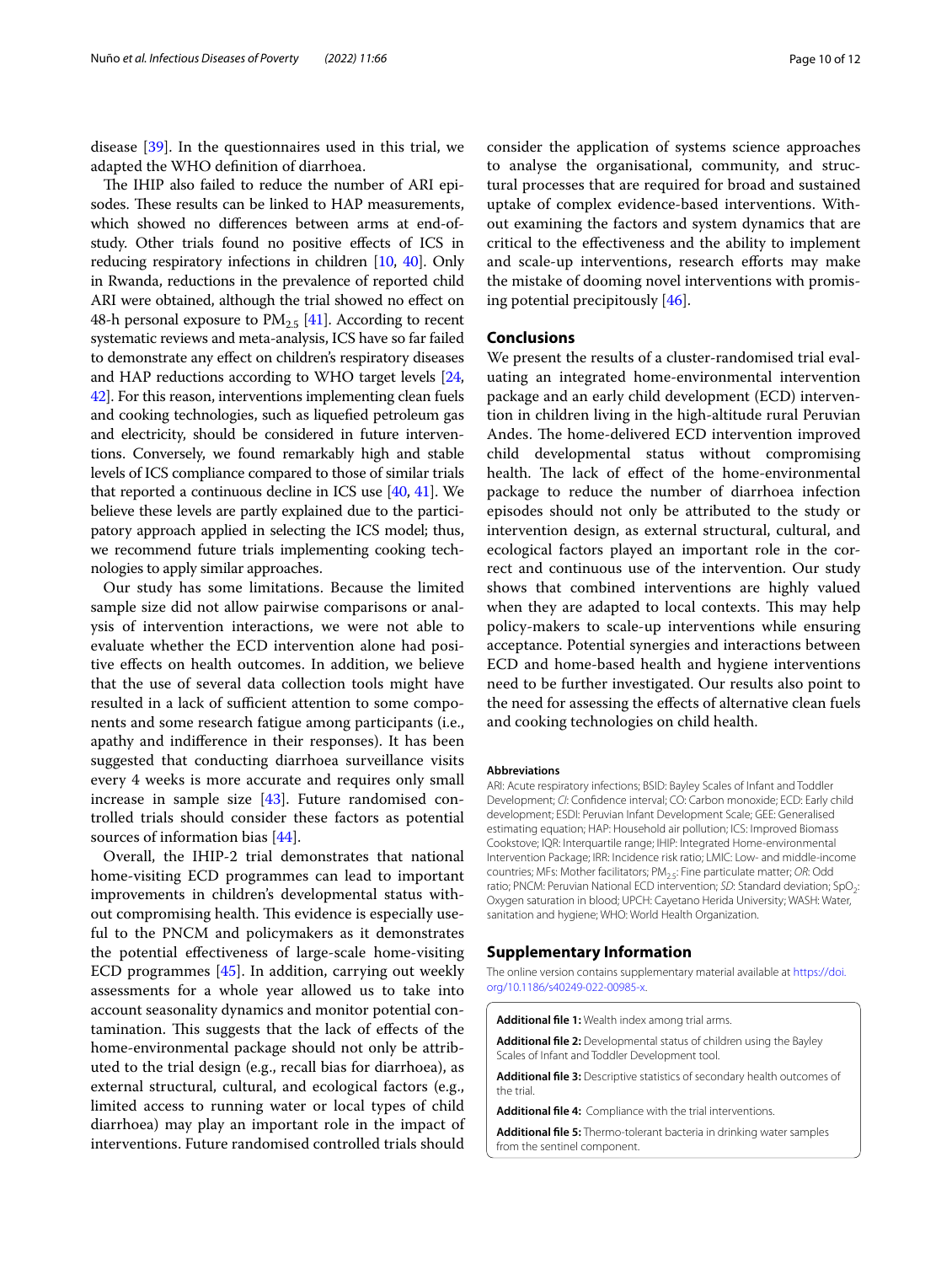disease [39]. In the questionnaires used in this trial, we adapted the WHO definition of diarrhoea.

The IHIP also failed to reduce the number of ARI episodes. These results can be linked to HAP measurements, which showed no differences between arms at end-of-study. Other trials found no positive effects of ICS in reducing respiratory infections in children [10, 40]. Only in Rwanda, reductions in the prevalence of reported child ARI were obtained, although the trial showed no effect on 48-h personal exposure to $PM_{2.5}$ [41]. According to recent systematic reviews and meta-analysis, ICS have so far failed to demonstrate any effect on children's respiratory diseases and HAP reductions according to WHO target levels [24, 42]. For this reason, interventions implementing clean fuels and cooking technologies, such as liquefied petroleum gas and electricity, should be considered in future interventions. Conversely, we found remarkably high and stable levels of ICS compliance compared to those of similar trials that reported a continuous decline in ICS use [40, 41]. We believe these levels are partly explained due to the participatory approach applied in selecting the ICS model; thus, we recommend future trials implementing cooking technologies to apply similar approaches.

Our study has some limitations. Because the limited sample size did not allow pairwise comparisons or analysis of intervention interactions, we were not able to evaluate whether the ECD intervention alone had positive effects on health outcomes. In addition, we believe that the use of several data collection tools might have resulted in a lack of sufficient attention to some components and some research fatigue among participants (i.e., apathy and indifference in their responses). It has been suggested that conducting diarrhoea surveillance visits every 4 weeks is more accurate and requires only small increase in sample size [43]. Future randomised controlled trials should consider these factors as potential sources of information bias [44].

Overall, the IHIP-2 trial demonstrates that national home-visiting ECD programmes can lead to important improvements in children's developmental status without compromising health. This evidence is especially useful to the PNCM and policymakers as it demonstrates the potential effectiveness of large-scale home-visiting ECD programmes [45]. In addition, carrying out weekly assessments for a whole year allowed us to take into account seasonality dynamics and monitor potential contamination. This suggests that the lack of effects of the home-environmental package should not only be attributed to the trial design (e.g., recall bias for diarrhoea), as external structural, cultural, and ecological factors (e.g., limited access to running water or local types of child diarrhoea) may play an important role in the impact of interventions. Future randomised controlled trials should consider the application of systems science approaches to analyse the organisational, community, and structural processes that are required for broad and sustained uptake of complex evidence-based interventions. Without examining the factors and system dynamics that are critical to the effectiveness and the ability to implement and scale-up interventions, research efforts may make the mistake of dooming novel interventions with promising potential precipitously [46].

## Conclusions

We present the results of a cluster-randomised trial evaluating an integrated home-environmental intervention package and an early child development (ECD) intervention in children living in the high-altitude rural Peruvian Andes. The home-delivered ECD intervention improved child developmental status without compromising health. The lack of effect of the home-environmental package to reduce the number of diarrhoea infection episodes should not only be attributed to the study or intervention design, as external structural, cultural, and ecological factors played an important role in the correct and continuous use of the intervention. Our study shows that combined interventions are highly valued when they are adapted to local contexts. This may help policy-makers to scale-up interventions while ensuring acceptance. Potential synergies and interactions between ECD and home-based health and hygiene interventions need to be further investigated. Our results also point to the need for assessing the effects of alternative clean fuels and cooking technologies on child health.

#### Abbreviations

ARI: Acute respiratory infections; BSID: Bayley Scales of Infant and Toddler Development; *CI*: Confidence interval; CO: Carbon monoxide; ECD: Early child development; ESDI: Peruvian Infant Development Scale; GEE: Generalised estimating equation; HAP: Household air pollution; ICS: Improved Biomass Cookstove; IQR: Interquartile range; IHIP: Integrated Home-environmental Intervention Package; IRR: Incidence risk ratio; LMIC: Low- and middle-income countries; MFs: Mother facilitators; $PM_{2.5}$: Fine particulate matter; *OR*: Odd ratio; PNCM: Peruvian National ECD intervention; *SD*: Standard deviation; $SpO_2$: Oxygen saturation in blood; UPCH: Cayetano Herida University; WASH: Water, sanitation and hygiene; WHO: World Health Organization.

## Supplementary Information

The online version contains supplementary material available at https://doi.org/10.1186/s40249-022-00985-x.

**Additional file 1:** Wealth index among trial arms.

**Additional file 2:** Developmental status of children using the Bayley Scales of Infant and Toddler Development tool.

**Additional file 3:** Descriptive statistics of secondary health outcomes of the trial.

**Additional file 4:** Compliance with the trial interventions.

**Additional file 5:** Thermo-tolerant bacteria in drinking water samples from the sentinel component.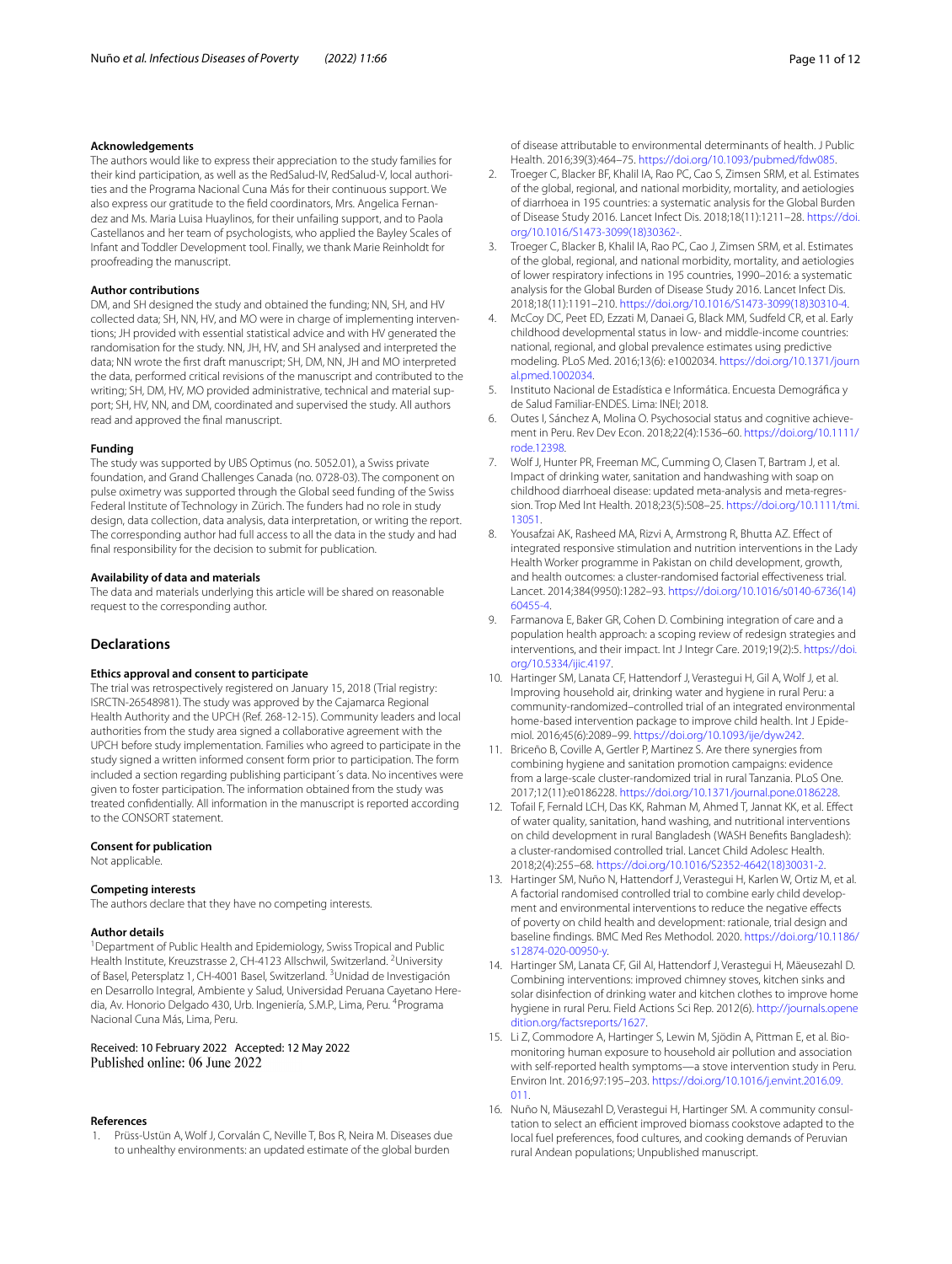### Acknowledgements

The authors would like to express their appreciation to the study families for their kind participation, as well as the RedSalud-IV, RedSalud-V, local authorities and the Programa Nacional Cuna Más for their continuous support. We also express our gratitude to the field coordinators, Mrs. Angelica Fernandez and Ms. Maria Luisa Huaylinos, for their unfailing support, and to Paola Castellanos and her team of psychologists, who applied the Bayley Scales of Infant and Toddler Development tool. Finally, we thank Marie Reinholdt for proofreading the manuscript.

### Author contributions

DM, and SH designed the study and obtained the funding; NN, SH, and HV collected data; SH, NN, HV, and MO were in charge of implementing interventions; JH provided with essential statistical advice and with HV generated the randomisation for the study. NN, JH, HV, and SH analysed and interpreted the data; NN wrote the first draft manuscript; SH, DM, NN, JH and MO interpreted the data, performed critical revisions of the manuscript and contributed to the writing; SH, DM, HV, MO provided administrative, technical and material support; SH, HV, NN, and DM, coordinated and supervised the study. All authors read and approved the final manuscript.

### Funding

The study was supported by UBS Optimus (no. 5052.01), a Swiss private foundation, and Grand Challenges Canada (no. 0728-03). The component on pulse oximetry was supported through the Global seed funding of the Swiss Federal Institute of Technology in Zürich. The funders had no role in study design, data collection, data analysis, data interpretation, or writing the report. The corresponding author had full access to all the data in the study and had final responsibility for the decision to submit for publication.

### Availability of data and materials

The data and materials underlying this article will be shared on reasonable request to the corresponding author.

## Declarations

### Ethics approval and consent to participate

The trial was retrospectively registered on January 15, 2018 (Trial registry: ISRCTN-26548981). The study was approved by the Cajamarca Regional Health Authority and the UPCH (Ref. 268-12-15). Community leaders and local authorities from the study area signed a collaborative agreement with the UPCH before study implementation. Families who agreed to participate in the study signed a written informed consent form prior to participation. The form included a section regarding publishing participant´s data. No incentives were given to foster participation. The information obtained from the study was treated confidentially. All information in the manuscript is reported according to the CONSORT statement.

### Consent for publication

Not applicable.

### Competing interests

The authors declare that they have no competing interests.

### Author details

[1]Department of Public Health and Epidemiology, Swiss Tropical and Public Health Institute, Kreuzstrasse 2, CH-4123 Allschwil, Switzerland. [2]University of Basel, Petersplatz 1, CH-4001 Basel, Switzerland. [3]Unidad de Investigación en Desarrollo Integral, Ambiente y Salud, Universidad Peruana Cayetano Heredia, Av. Honorio Delgado 430, Urb. Ingeniería, S.M.P., Lima, Peru. [4]Programa Nacional Cuna Más, Lima, Peru.

Received: 10 February 2022 Accepted: 12 May 2022
Published online: 06 June 2022

### References

1. Prüss-Ustün A, Wolf J, Corvalán C, Neville T, Bos R, Neira M. Diseases due to unhealthy environments: an updated estimate of the global burden of disease attributable to environmental determinants of health. J Public Health. 2016;39(3):464–75. https://doi.org/10.1093/pubmed/fdw085.
2. Troeger C, Blacker BF, Khalil IA, Rao PC, Cao S, Zimsen SRM, et al. Estimates of the global, regional, and national morbidity, mortality, and aetiologies of diarrhoea in 195 countries: a systematic analysis for the Global Burden of Disease Study 2016. Lancet Infect Dis. 2018;18(11):1211–28. https://doi.org/10.1016/S1473-3099(18)30362-.
3. Troeger C, Blacker B, Khalil IA, Rao PC, Cao J, Zimsen SRM, et al. Estimates of the global, regional, and national morbidity, mortality, and aetiologies of lower respiratory infections in 195 countries, 1990–2016: a systematic analysis for the Global Burden of Disease Study 2016. Lancet Infect Dis. 2018;18(11):1191–210. https://doi.org/10.1016/S1473-3099(18)30310-4.
4. McCoy DC, Peet ED, Ezzati M, Danaei G, Black MM, Sudfeld CR, et al. Early childhood developmental status in low- and middle-income countries: national, regional, and global prevalence estimates using predictive modeling. PLoS Med. 2016;13(6): e1002034. https://doi.org/10.1371/journal.pmed.1002034.
5. Instituto Nacional de Estadística e Informática. Encuesta Demográfica y de Salud Familiar-ENDES. Lima: INEI; 2018.
6. Outes I, Sánchez A, Molina O. Psychosocial status and cognitive achievement in Peru. Rev Dev Econ. 2018;22(4):1536–60. https://doi.org/10.1111/rode.12398.
7. Wolf J, Hunter PR, Freeman MC, Cumming O, Clasen T, Bartram J, et al. Impact of drinking water, sanitation and handwashing with soap on childhood diarrhoeal disease: updated meta-analysis and meta-regression. Trop Med Int Health. 2018;23(5):508–25. https://doi.org/10.1111/tmi.13051.
8. Yousafzai AK, Rasheed MA, Rizvi A, Armstrong R, Bhutta AZ. Effect of integrated responsive stimulation and nutrition interventions in the Lady Health Worker programme in Pakistan on child development, growth, and health outcomes: a cluster-randomised factorial effectiveness trial. Lancet. 2014;384(9950):1282–93. https://doi.org/10.1016/s0140-6736(14)60455-4.
9. Farmanova E, Baker GR, Cohen D. Combining integration of care and a population health approach: a scoping review of redesign strategies and interventions, and their impact. Int J Integr Care. 2019;19(2):5. https://doi.org/10.5334/ijic.4197.
10. Hartinger SM, Lanata CF, Hattendorf J, Verastegui H, Gil A, Wolf J, et al. Improving household air, drinking water and hygiene in rural Peru: a community-randomized–controlled trial of an integrated environmental home-based intervention package to improve child health. Int J Epidemiol. 2016;45(6):2089–99. https://doi.org/10.1093/ije/dyw242.
11. Briceño B, Coville A, Gertler P, Martinez S. Are there synergies from combining hygiene and sanitation promotion campaigns: evidence from a large-scale cluster-randomized trial in rural Tanzania. PLoS One. 2017;12(11):e0186228. https://doi.org/10.1371/journal.pone.0186228.
12. Tofail F, Fernald LCH, Das KK, Rahman M, Ahmed T, Jannat KK, et al. Effect of water quality, sanitation, hand washing, and nutritional interventions on child development in rural Bangladesh (WASH Benefits Bangladesh): a cluster-randomised controlled trial. Lancet Child Adolesc Health. 2018;2(4):255–68. https://doi.org/10.1016/S2352-4642(18)30031-2.
13. Hartinger SM, Nuño N, Hattendorf J, Verastegui H, Karlen W, Ortiz M, et al. A factorial randomised controlled trial to combine early child development and environmental interventions to reduce the negative effects of poverty on child health and development: rationale, trial design and baseline findings. BMC Med Res Methodol. 2020. https://doi.org/10.1186/s12874-020-00950-y.
14. Hartinger SM, Lanata CF, Gil AI, Hattendorf J, Verastegui H, Mäeusezahl D. Combining interventions: improved chimney stoves, kitchen sinks and solar disinfection of drinking water and kitchen clothes to improve home hygiene in rural Peru. Field Actions Sci Rep. 2012(6). http://journals.openedition.org/factsreports/1627.
15. Li Z, Commodore A, Hartinger S, Lewin M, Sjödin A, Pittman E, et al. Biomonitoring human exposure to household air pollution and association with self-reported health symptoms—a stove intervention study in Peru. Environ Int. 2016;97:195–203. https://doi.org/10.1016/j.envint.2016.09.011.
16. Nuño N, Mäusezahl D, Verastegui H, Hartinger SM. A community consultation to select an efficient improved biomass cookstove adapted to the local fuel preferences, food cultures, and cooking demands of Peruvian rural Andean populations; Unpublished manuscript.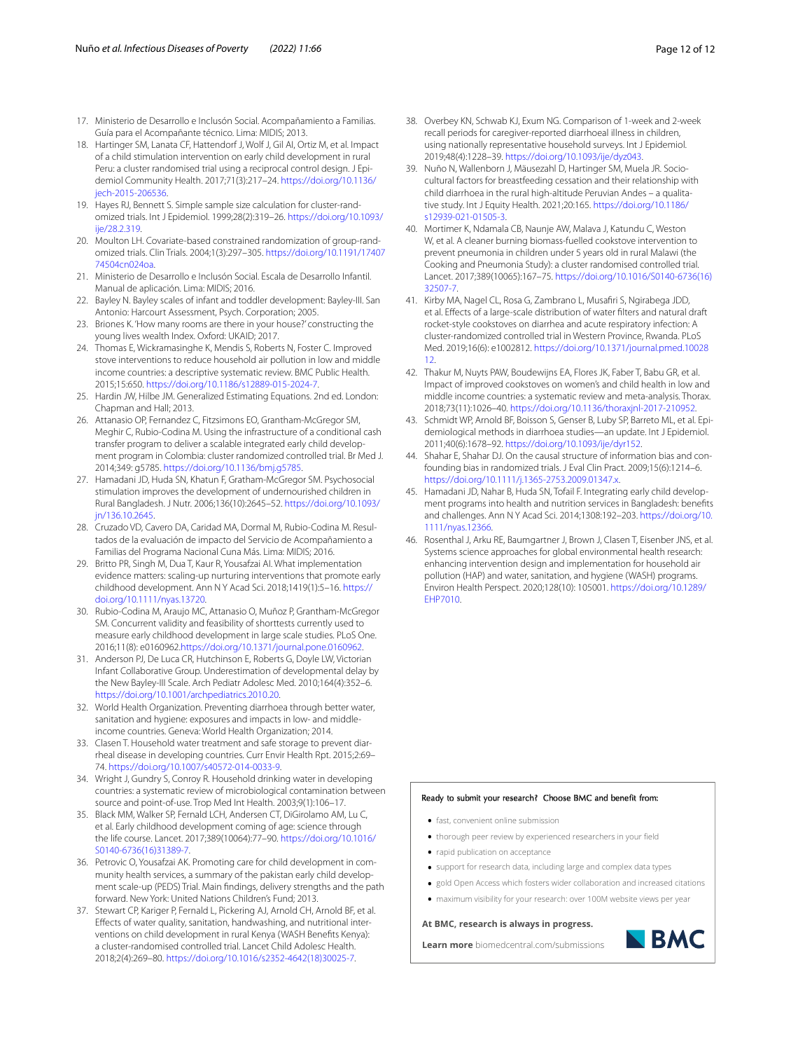17. Ministerio de Desarrollo e Inclusón Social. Acompañamiento a Familias. Guía para el Acompañante técnico. Lima: MIDIS; 2013.
18. Hartinger SM, Lanata CF, Hattendorf J, Wolf J, Gil AI, Ortiz M, et al. Impact of a child stimulation intervention on early child development in rural Peru: a cluster randomised trial using a reciprocal control design. J Epidemiol Community Health. 2017;71(3):217–24. https://doi.org/10.1136/jech-2015-206536.
19. Hayes RJ, Bennett S. Simple sample size calculation for cluster-randomized trials. Int J Epidemiol. 1999;28(2):319–26. https://doi.org/10.1093/ije/28.2.319.
20. Moulton LH. Covariate-based constrained randomization of group-randomized trials. Clin Trials. 2004;1(3):297–305. https://doi.org/10.1191/1740774504cn024oa.
21. Ministerio de Desarrollo e Inclusón Social. Escala de Desarrollo Infantil. Manual de aplicación. Lima: MIDIS; 2016.
22. Bayley N. Bayley scales of infant and toddler development: Bayley-III. San Antonio: Harcourt Assessment, Psych. Corporation; 2005.
23. Briones K. 'How many rooms are there in your house?' constructing the young lives wealth Index. Oxford: UKAID; 2017.
24. Thomas E, Wickramasinghe K, Mendis S, Roberts N, Foster C. Improved stove interventions to reduce household air pollution in low and middle income countries: a descriptive systematic review. BMC Public Health. 2015;15:650. https://doi.org/10.1186/s12889-015-2024-7.
25. Hardin JW, Hilbe JM. Generalized Estimating Equations. 2nd ed. London: Chapman and Hall; 2013.
26. Attanasio OP, Fernandez C, Fitzsimons EO, Grantham-McGregor SM, Meghir C, Rubio-Codina M. Using the infrastructure of a conditional cash transfer program to deliver a scalable integrated early child development program in Colombia: cluster randomized controlled trial. Br Med J. 2014;349: g5785. https://doi.org/10.1136/bmj.g5785.
27. Hamadani JD, Huda SN, Khatun F, Gratham-McGregor SM. Psychosocial stimulation improves the development of undernourished children in Rural Bangladesh. J Nutr. 2006;136(10):2645–52. https://doi.org/10.1093/jn/136.10.2645.
28. Cruzado VD, Cavero DA, Caridad MA, Dormal M, Rubio-Codina M. Resultados de la evaluación de impacto del Servicio de Acompañamiento a Familias del Programa Nacional Cuna Más. Lima: MIDIS; 2016.
29. Britto PR, Singh M, Dua T, Kaur R, Yousafzai AI. What implementation evidence matters: scaling-up nurturing interventions that promote early childhood development. Ann N Y Acad Sci. 2018;1419(1):5–16. https://doi.org/10.1111/nyas.13720.
30. Rubio-Codina M, Araujo MC, Attanasio O, Muñoz P, Grantham-McGregor SM. Concurrent validity and feasibility of shorttests currently used to measure early childhood development in large scale studies. PLoS One. 2016;11(8): e0160962.https://doi.org/10.1371/journal.pone.0160962.
31. Anderson PJ, De Luca CR, Hutchinson E, Roberts G, Doyle LW, Victorian Infant Collaborative Group. Underestimation of developmental delay by the New Bayley-III Scale. Arch Pediatr Adolesc Med. 2010;164(4):352–6. https://doi.org/10.1001/archpediatrics.2010.20.
32. World Health Organization. Preventing diarrhoea through better water, sanitation and hygiene: exposures and impacts in low- and middle-income countries. Geneva: World Health Organization; 2014.
33. Clasen T. Household water treatment and safe storage to prevent diarrheal disease in developing countries. Curr Envir Health Rpt. 2015;2:69–74. https://doi.org/10.1007/s40572-014-0033-9.
34. Wright J, Gundry S, Conroy R. Household drinking water in developing countries: a systematic review of microbiological contamination between source and point-of-use. Trop Med Int Health. 2003;9(1):106–17.
35. Black MM, Walker SP, Fernald LCH, Andersen CT, DiGirolamo AM, Lu C, et al. Early childhood development coming of age: science through the life course. Lancet. 2017;389(10064):77–90. https://doi.org/10.1016/S0140-6736(16)31389-7.
36. Petrovic O, Yousafzai AK. Promoting care for child development in community health services, a summary of the pakistan early child development scale-up (PEDS) Trial. Main findings, delivery strengths and the path forward. New York: United Nations Children's Fund; 2013.
37. Stewart CP, Kariger P, Fernald L, Pickering AJ, Arnold CH, Arnold BF, et al. Effects of water quality, sanitation, handwashing, and nutritional interventions on child development in rural Kenya (WASH Benefits Kenya): a cluster-randomised controlled trial. Lancet Child Adolesc Health. 2018;2(4):269–80. https://doi.org/10.1016/s2352-4642(18)30025-7.
38. Overbey KN, Schwab KJ, Exum NG. Comparison of 1-week and 2-week recall periods for caregiver-reported diarrhoeal illness in children, using nationally representative household surveys. Int J Epidemiol. 2019;48(4):1228–39. https://doi.org/10.1093/ije/dyz043.
39. Nuño N, Wallenborn J, Mäusezahl D, Hartinger SM, Muela JR. Socio-cultural factors for breastfeeding cessation and their relationship with child diarrhoea in the rural high-altitude Peruvian Andes – a qualitative study. Int J Equity Health. 2021;20:165. https://doi.org/10.1186/s12939-021-01505-3.
40. Mortimer K, Ndamala CB, Naunje AW, Malava J, Katundu C, Weston W, et al. A cleaner burning biomass-fuelled cookstove intervention to prevent pneumonia in children under 5 years old in rural Malawi (the Cooking and Pneumonia Study): a cluster randomised controlled trial. Lancet. 2017;389(10065):167–75. https://doi.org/10.1016/S0140-6736(16)32507-7.
41. Kirby MA, Nagel CL, Rosa G, Zambrano L, Musafiri S, Ngirabega JDD, et al. Effects of a large-scale distribution of water filters and natural draft rocket-style cookstoves on diarrhea and acute respiratory infection: A cluster-randomized controlled trial in Western Province, Rwanda. PLoS Med. 2019;16(6): e1002812. https://doi.org/10.1371/journal.pmed.1002812.
42. Thakur M, Nuyts PAW, Boudewijns EA, Flores JK, Faber T, Babu GR, et al. Impact of improved cookstoves on women's and child health in low and middle income countries: a systematic review and meta-analysis. Thorax. 2018;73(11):1026–40. https://doi.org/10.1136/thoraxjnl-2017-210952.
43. Schmidt WP, Arnold BF, Boisson S, Genser B, Luby SP, Barreto ML, et al. Epidemiological methods in diarrhoea studies—an update. Int J Epidemiol. 2011;40(6):1678–92. https://doi.org/10.1093/ije/dyr152.
44. Shahar E, Shahar DJ. On the causal structure of information bias and confounding bias in randomized trials. J Eval Clin Pract. 2009;15(6):1214–6. https://doi.org/10.1111/j.1365-2753.2009.01347.x.
45. Hamadani JD, Nahar B, Huda SN, Tofail F. Integrating early child development programs into health and nutrition services in Bangladesh: benefits and challenges. Ann N Y Acad Sci. 2014;1308:192–203. https://doi.org/10.1111/nyas.12366.
46. Rosenthal J, Arku RE, Baumgartner J, Brown J, Clasen T, Eisenber JNS, et al. Systems science approaches for global environmental health research: enhancing intervention design and implementation for household air pollution (HAP) and water, sanitation, and hygiene (WASH) programs. Environ Health Perspect. 2020;128(10): 105001. https://doi.org/10.1289/EHP7010.

Ready to submit your research? Choose BMC and benefit from:

- fast, convenient online submission
- thorough peer review by experienced researchers in your field
- rapid publication on acceptance
- support for research data, including large and complex data types
- gold Open Access which fosters wider collaboration and increased citations
- maximum visibility for your research: over 100M website views per year

**At BMC, research is always in progress.**

**Learn more** biomedcentral.com/submissions